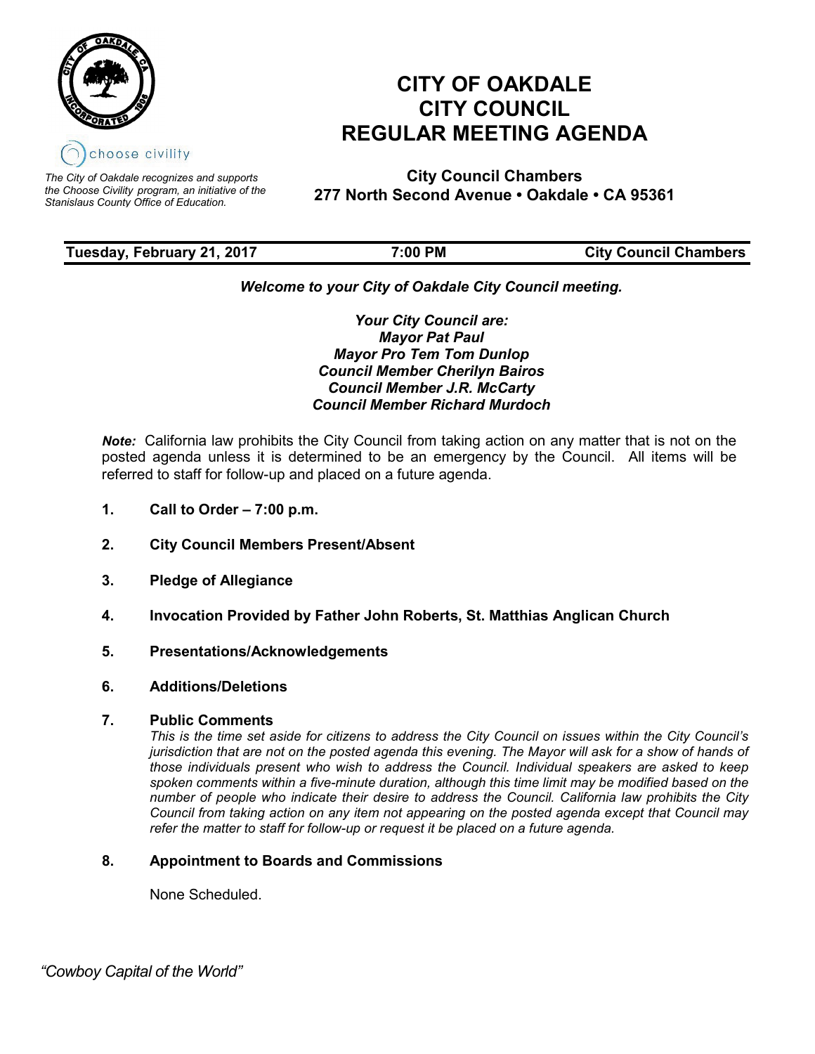# CITY OF OAKDALE
# CITY COUNCIL
# REGULAR MEETING AGENDA

choose civility

*The City of Oakdale recognizes and supports the Choose Civility program, an initiative of the Stanislaus County Office of Education.*

**City Council Chambers**
**277 North Second Avenue • Oakdale • CA 95361**

| **Tuesday, February 21, 2017** | **7:00 PM** | **City Council Chambers** |
|---|---|---|

***Welcome to your City of Oakdale City Council meeting.***

***Your City Council are:***
***Mayor Pat Paul***
***Mayor Pro Tem Tom Dunlop***
***Council Member Cherilyn Bairos***
***Council Member J.R. McCarty***
***Council Member Richard Murdoch***

***Note:*** California law prohibits the City Council from taking action on any matter that is not on the posted agenda unless it is determined to be an emergency by the Council. All items will be referred to staff for follow-up and placed on a future agenda.

1. **Call to Order – 7:00 p.m.**

2. **City Council Members Present/Absent**

3. **Pledge of Allegiance**

4. **Invocation Provided by Father John Roberts, St. Matthias Anglican Church**

5. **Presentations/Acknowledgements**

6. **Additions/Deletions**

7. **Public Comments**

   *This is the time set aside for citizens to address the City Council on issues within the City Council's jurisdiction that are not on the posted agenda this evening. The Mayor will ask for a show of hands of those individuals present who wish to address the Council. Individual speakers are asked to keep spoken comments within a five-minute duration, although this time limit may be modified based on the number of people who indicate their desire to address the Council. California law prohibits the City Council from taking action on any item not appearing on the posted agenda except that Council may refer the matter to staff for follow-up or request it be placed on a future agenda.*

8. **Appointment to Boards and Commissions**

   None Scheduled.

*"Cowboy Capital of the World"*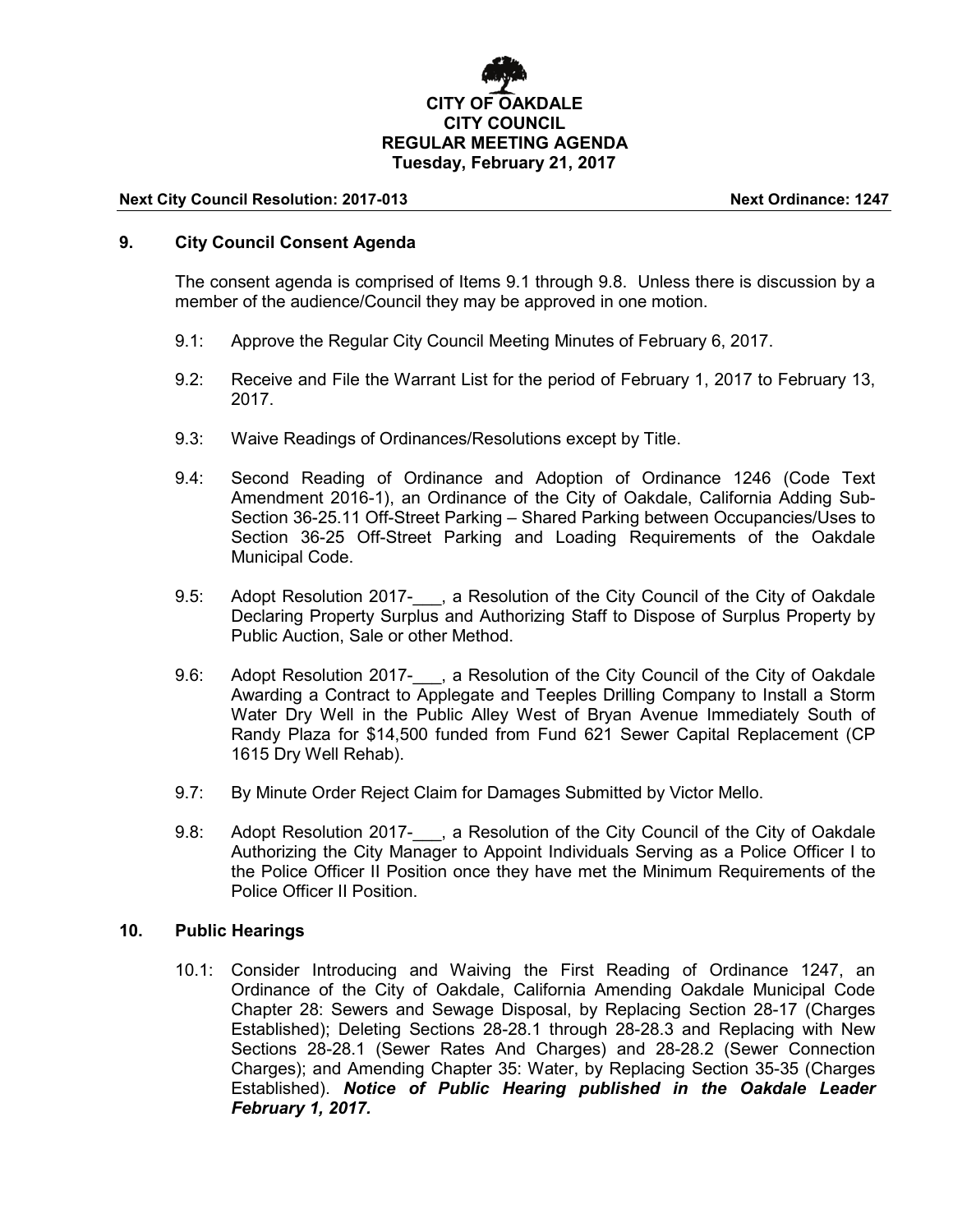**CITY OF OAKDALE**
**CITY COUNCIL**
**REGULAR MEETING AGENDA**
**Tuesday, February 21, 2017**

**Next City Council Resolution: 2017-013** **Next Ordinance: 1247**

## 9. City Council Consent Agenda

The consent agenda is comprised of Items 9.1 through 9.8. Unless there is discussion by a member of the audience/Council they may be approved in one motion.

9.1: Approve the Regular City Council Meeting Minutes of February 6, 2017.

9.2: Receive and File the Warrant List for the period of February 1, 2017 to February 13, 2017.

9.3: Waive Readings of Ordinances/Resolutions except by Title.

9.4: Second Reading of Ordinance and Adoption of Ordinance 1246 (Code Text Amendment 2016-1), an Ordinance of the City of Oakdale, California Adding Sub-Section 36-25.11 Off-Street Parking – Shared Parking between Occupancies/Uses to Section 36-25 Off-Street Parking and Loading Requirements of the Oakdale Municipal Code.

9.5: Adopt Resolution 2017-___, a Resolution of the City Council of the City of Oakdale Declaring Property Surplus and Authorizing Staff to Dispose of Surplus Property by Public Auction, Sale or other Method.

9.6: Adopt Resolution 2017-___, a Resolution of the City Council of the City of Oakdale Awarding a Contract to Applegate and Teeples Drilling Company to Install a Storm Water Dry Well in the Public Alley West of Bryan Avenue Immediately South of Randy Plaza for $14,500 funded from Fund 621 Sewer Capital Replacement (CP 1615 Dry Well Rehab).

9.7: By Minute Order Reject Claim for Damages Submitted by Victor Mello.

9.8: Adopt Resolution 2017-___, a Resolution of the City Council of the City of Oakdale Authorizing the City Manager to Appoint Individuals Serving as a Police Officer I to the Police Officer II Position once they have met the Minimum Requirements of the Police Officer II Position.

## 10. Public Hearings

10.1: Consider Introducing and Waiving the First Reading of Ordinance 1247, an Ordinance of the City of Oakdale, California Amending Oakdale Municipal Code Chapter 28: Sewers and Sewage Disposal, by Replacing Section 28-17 (Charges Established); Deleting Sections 28-28.1 through 28-28.3 and Replacing with New Sections 28-28.1 (Sewer Rates And Charges) and 28-28.2 (Sewer Connection Charges); and Amending Chapter 35: Water, by Replacing Section 35-35 (Charges Established). ***Notice of Public Hearing published in the Oakdale Leader February 1, 2017.***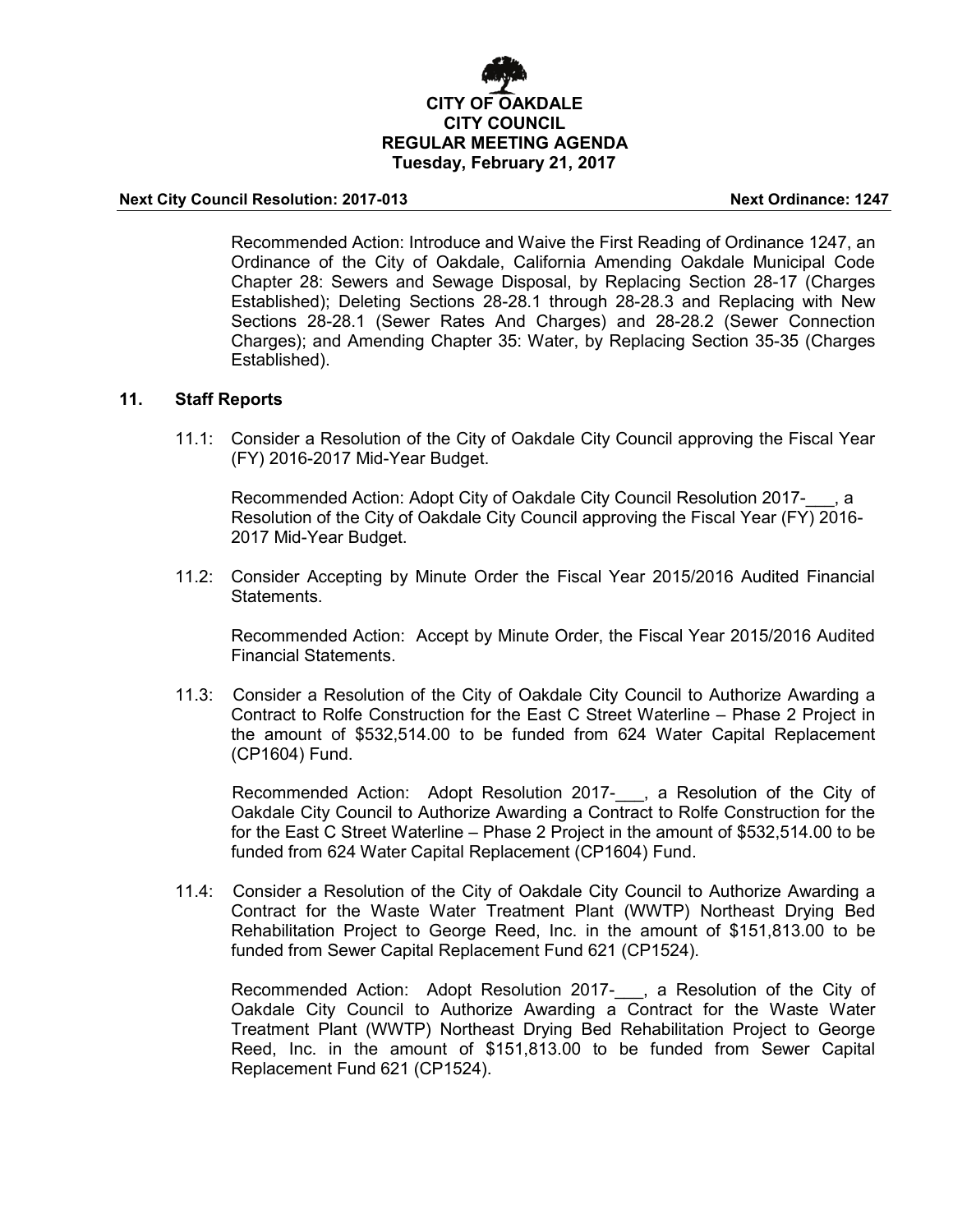Recommended Action: Introduce and Waive the First Reading of Ordinance 1247, an Ordinance of the City of Oakdale, California Amending Oakdale Municipal Code Chapter 28: Sewers and Sewage Disposal, by Replacing Section 28-17 (Charges Established); Deleting Sections 28-28.1 through 28-28.3 and Replacing with New Sections 28-28.1 (Sewer Rates And Charges) and 28-28.2 (Sewer Connection Charges); and Amending Chapter 35: Water, by Replacing Section 35-35 (Charges Established).

## 11. Staff Reports

11.1: Consider a Resolution of the City of Oakdale City Council approving the Fiscal Year (FY) 2016-2017 Mid-Year Budget.

Recommended Action: Adopt City of Oakdale City Council Resolution 2017-___, a Resolution of the City of Oakdale City Council approving the Fiscal Year (FY) 2016-2017 Mid-Year Budget.

11.2: Consider Accepting by Minute Order the Fiscal Year 2015/2016 Audited Financial Statements.

Recommended Action: Accept by Minute Order, the Fiscal Year 2015/2016 Audited Financial Statements.

11.3: Consider a Resolution of the City of Oakdale City Council to Authorize Awarding a Contract to Rolfe Construction for the East C Street Waterline – Phase 2 Project in the amount of $532,514.00 to be funded from 624 Water Capital Replacement (CP1604) Fund.

Recommended Action: Adopt Resolution 2017-___, a Resolution of the City of Oakdale City Council to Authorize Awarding a Contract to Rolfe Construction for the for the East C Street Waterline – Phase 2 Project in the amount of $532,514.00 to be funded from 624 Water Capital Replacement (CP1604) Fund.

11.4: Consider a Resolution of the City of Oakdale City Council to Authorize Awarding a Contract for the Waste Water Treatment Plant (WWTP) Northeast Drying Bed Rehabilitation Project to George Reed, Inc. in the amount of $151,813.00 to be funded from Sewer Capital Replacement Fund 621 (CP1524).

Recommended Action: Adopt Resolution 2017-___, a Resolution of the City of Oakdale City Council to Authorize Awarding a Contract for the Waste Water Treatment Plant (WWTP) Northeast Drying Bed Rehabilitation Project to George Reed, Inc. in the amount of $151,813.00 to be funded from Sewer Capital Replacement Fund 621 (CP1524).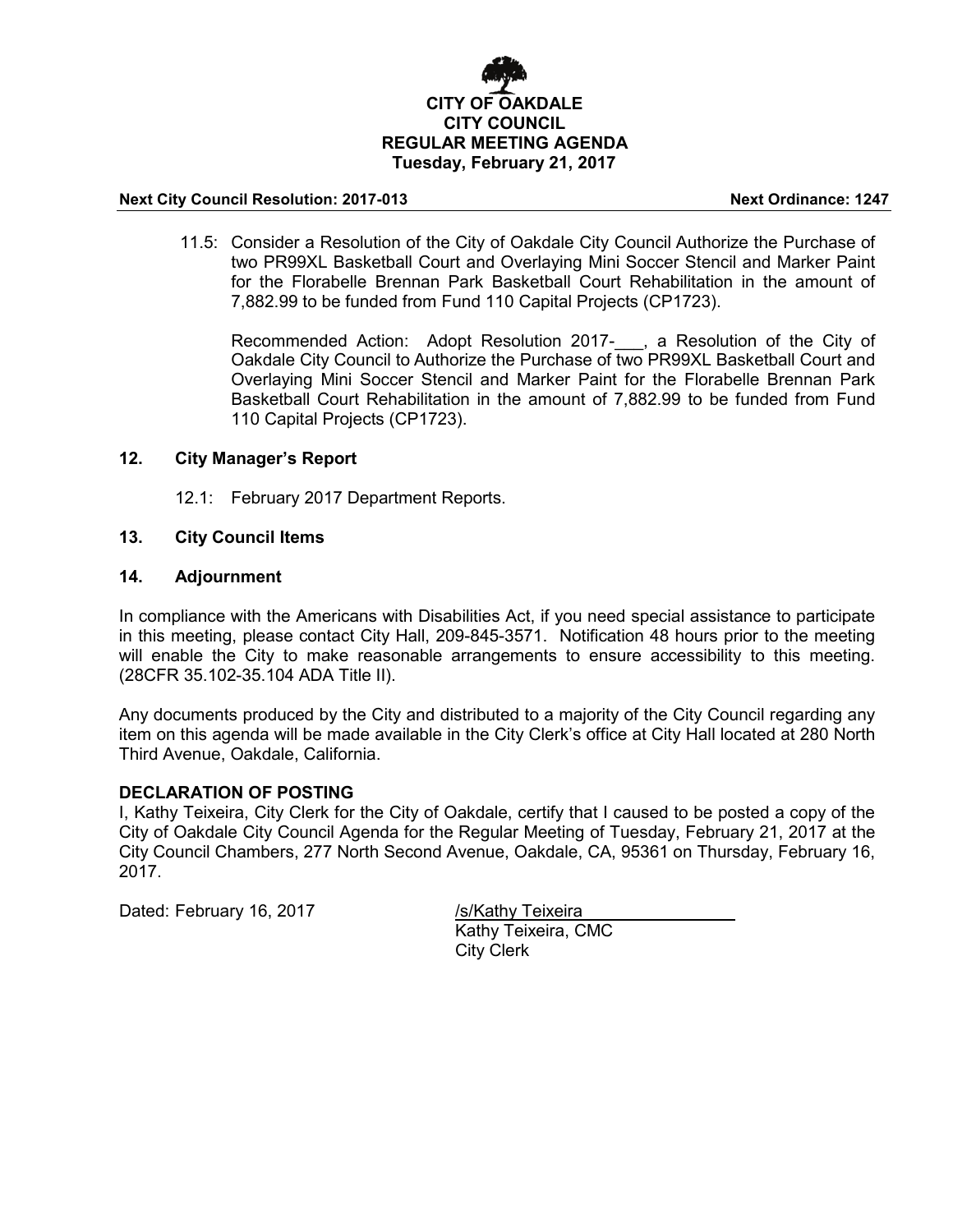**CITY OF OAKDALE**
**CITY COUNCIL**
**REGULAR MEETING AGENDA**
**Tuesday, February 21, 2017**

**Next City Council Resolution: 2017-013** **Next Ordinance: 1247**

11.5: Consider a Resolution of the City of Oakdale City Council Authorize the Purchase of two PR99XL Basketball Court and Overlaying Mini Soccer Stencil and Marker Paint for the Florabelle Brennan Park Basketball Court Rehabilitation in the amount of 7,882.99 to be funded from Fund 110 Capital Projects (CP1723).

Recommended Action: Adopt Resolution 2017-___, a Resolution of the City of Oakdale City Council to Authorize the Purchase of two PR99XL Basketball Court and Overlaying Mini Soccer Stencil and Marker Paint for the Florabelle Brennan Park Basketball Court Rehabilitation in the amount of 7,882.99 to be funded from Fund 110 Capital Projects (CP1723).

## 12. City Manager's Report

12.1: February 2017 Department Reports.

## 13. City Council Items

## 14. Adjournment

In compliance with the Americans with Disabilities Act, if you need special assistance to participate in this meeting, please contact City Hall, 209-845-3571. Notification 48 hours prior to the meeting will enable the City to make reasonable arrangements to ensure accessibility to this meeting. (28CFR 35.102-35.104 ADA Title II).

Any documents produced by the City and distributed to a majority of the City Council regarding any item on this agenda will be made available in the City Clerk's office at City Hall located at 280 North Third Avenue, Oakdale, California.

**DECLARATION OF POSTING**

I, Kathy Teixeira, City Clerk for the City of Oakdale, certify that I caused to be posted a copy of the City of Oakdale City Council Agenda for the Regular Meeting of Tuesday, February 21, 2017 at the City Council Chambers, 277 North Second Avenue, Oakdale, CA, 95361 on Thursday, February 16, 2017.

Dated: February 16, 2017

/s/Kathy Teixeira
Kathy Teixeira, CMC
City Clerk